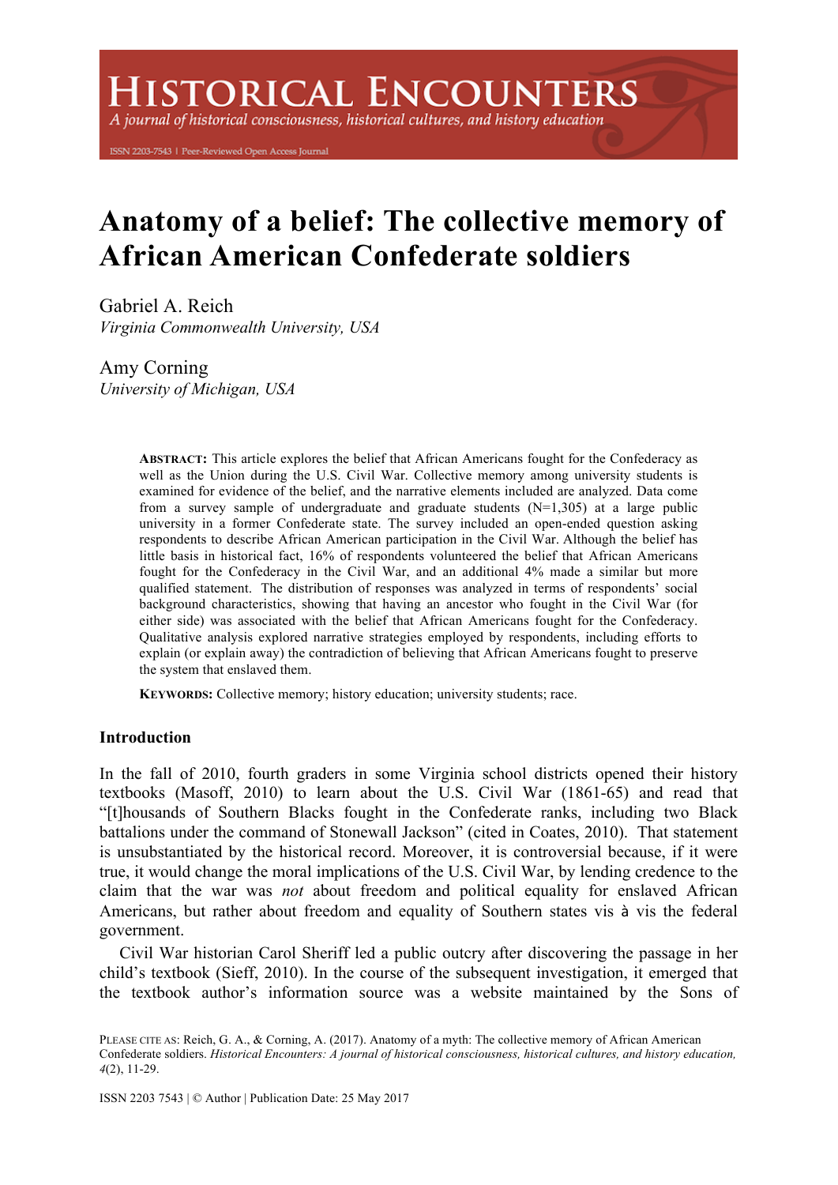# Anatomy of a belief: The collective memory of African American Confederate soldiers

Gabriel A. Reich
*Virginia Commonwealth University, USA*

Amy Corning
*University of Michigan, USA*

**ABSTRACT:** This article explores the belief that African Americans fought for the Confederacy as well as the Union during the U.S. Civil War. Collective memory among university students is examined for evidence of the belief, and the narrative elements included are analyzed. Data come from a survey sample of undergraduate and graduate students (N=1,305) at a large public university in a former Confederate state. The survey included an open-ended question asking respondents to describe African American participation in the Civil War. Although the belief has little basis in historical fact, 16% of respondents volunteered the belief that African Americans fought for the Confederacy in the Civil War, and an additional 4% made a similar but more qualified statement. The distribution of responses was analyzed in terms of respondents' social background characteristics, showing that having an ancestor who fought in the Civil War (for either side) was associated with the belief that African Americans fought for the Confederacy. Qualitative analysis explored narrative strategies employed by respondents, including efforts to explain (or explain away) the contradiction of believing that African Americans fought to preserve the system that enslaved them.

**KEYWORDS:** Collective memory; history education; university students; race.

## Introduction

In the fall of 2010, fourth graders in some Virginia school districts opened their history textbooks (Masoff, 2010) to learn about the U.S. Civil War (1861-65) and read that "[t]housands of Southern Blacks fought in the Confederate ranks, including two Black battalions under the command of Stonewall Jackson" (cited in Coates, 2010). That statement is unsubstantiated by the historical record. Moreover, it is controversial because, if it were true, it would change the moral implications of the U.S. Civil War, by lending credence to the claim that the war was *not* about freedom and political equality for enslaved African Americans, but rather about freedom and equality of Southern states vis à vis the federal government.

Civil War historian Carol Sheriff led a public outcry after discovering the passage in her child's textbook (Sieff, 2010). In the course of the subsequent investigation, it emerged that the textbook author's information source was a website maintained by the Sons of

PLEASE CITE AS: Reich, G. A., & Corning, A. (2017). Anatomy of a myth: The collective memory of African American Confederate soldiers. *Historical Encounters: A journal of historical consciousness, historical cultures, and history education, 4*(2), 11-29.

ISSN 2203 7543 | © Author | Publication Date: 25 May 2017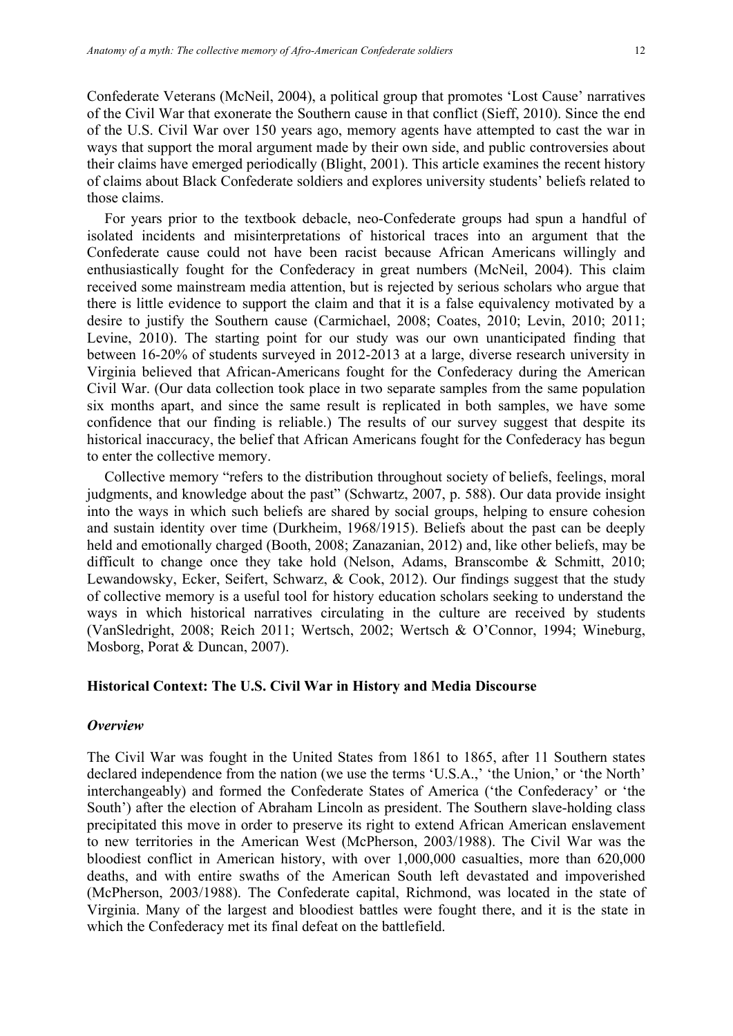Confederate Veterans (McNeil, 2004), a political group that promotes 'Lost Cause' narratives of the Civil War that exonerate the Southern cause in that conflict (Sieff, 2010). Since the end of the U.S. Civil War over 150 years ago, memory agents have attempted to cast the war in ways that support the moral argument made by their own side, and public controversies about their claims have emerged periodically (Blight, 2001). This article examines the recent history of claims about Black Confederate soldiers and explores university students' beliefs related to those claims.

For years prior to the textbook debacle, neo-Confederate groups had spun a handful of isolated incidents and misinterpretations of historical traces into an argument that the Confederate cause could not have been racist because African Americans willingly and enthusiastically fought for the Confederacy in great numbers (McNeil, 2004). This claim received some mainstream media attention, but is rejected by serious scholars who argue that there is little evidence to support the claim and that it is a false equivalency motivated by a desire to justify the Southern cause (Carmichael, 2008; Coates, 2010; Levin, 2010; 2011; Levine, 2010). The starting point for our study was our own unanticipated finding that between 16-20% of students surveyed in 2012-2013 at a large, diverse research university in Virginia believed that African-Americans fought for the Confederacy during the American Civil War. (Our data collection took place in two separate samples from the same population six months apart, and since the same result is replicated in both samples, we have some confidence that our finding is reliable.) The results of our survey suggest that despite its historical inaccuracy, the belief that African Americans fought for the Confederacy has begun to enter the collective memory.

Collective memory "refers to the distribution throughout society of beliefs, feelings, moral judgments, and knowledge about the past" (Schwartz, 2007, p. 588). Our data provide insight into the ways in which such beliefs are shared by social groups, helping to ensure cohesion and sustain identity over time (Durkheim, 1968/1915). Beliefs about the past can be deeply held and emotionally charged (Booth, 2008; Zanazanian, 2012) and, like other beliefs, may be difficult to change once they take hold (Nelson, Adams, Branscombe & Schmitt, 2010; Lewandowsky, Ecker, Seifert, Schwarz, & Cook, 2012). Our findings suggest that the study of collective memory is a useful tool for history education scholars seeking to understand the ways in which historical narratives circulating in the culture are received by students (VanSledright, 2008; Reich 2011; Wertsch, 2002; Wertsch & O'Connor, 1994; Wineburg, Mosborg, Porat & Duncan, 2007).

## Historical Context: The U.S. Civil War in History and Media Discourse

### *Overview*

The Civil War was fought in the United States from 1861 to 1865, after 11 Southern states declared independence from the nation (we use the terms 'U.S.A.,' 'the Union,' or 'the North' interchangeably) and formed the Confederate States of America ('the Confederacy' or 'the South') after the election of Abraham Lincoln as president. The Southern slave-holding class precipitated this move in order to preserve its right to extend African American enslavement to new territories in the American West (McPherson, 2003/1988). The Civil War was the bloodiest conflict in American history, with over 1,000,000 casualties, more than 620,000 deaths, and with entire swaths of the American South left devastated and impoverished (McPherson, 2003/1988). The Confederate capital, Richmond, was located in the state of Virginia. Many of the largest and bloodiest battles were fought there, and it is the state in which the Confederacy met its final defeat on the battlefield.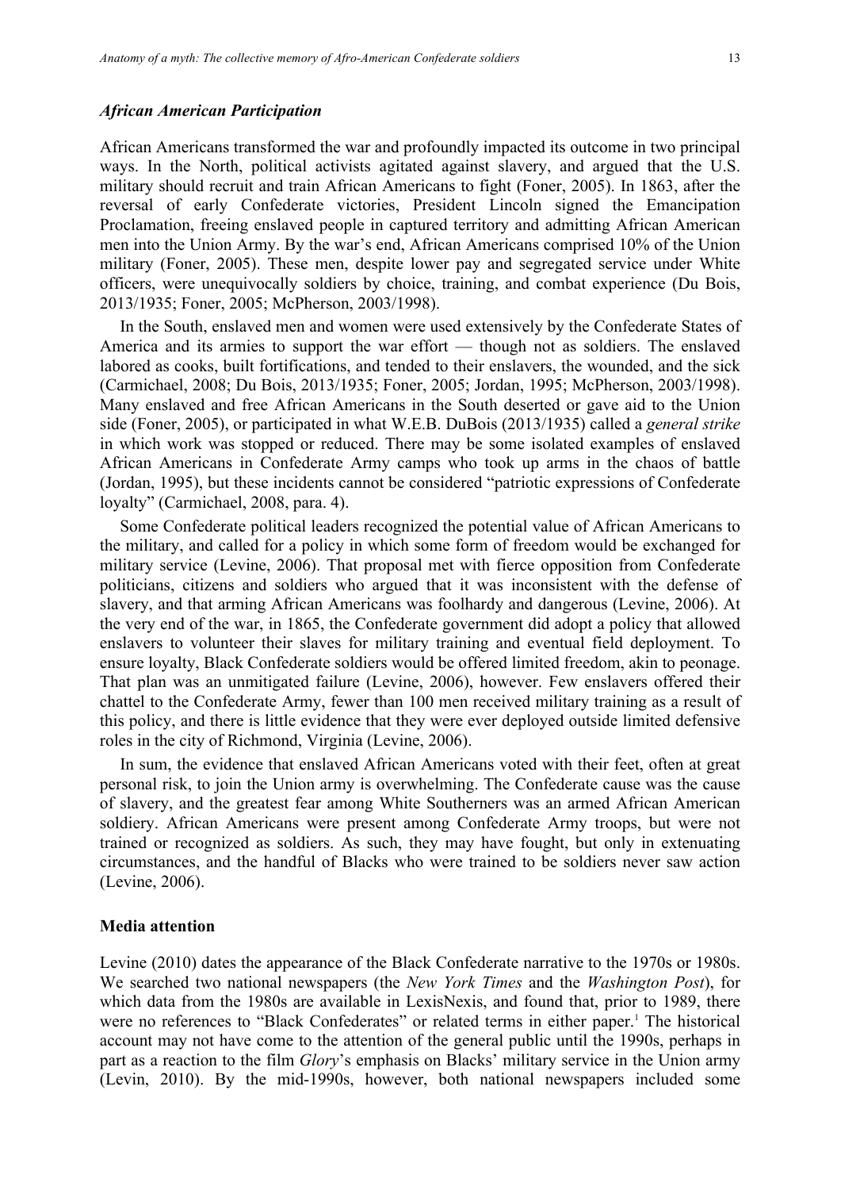### *African American Participation*

African Americans transformed the war and profoundly impacted its outcome in two principal ways. In the North, political activists agitated against slavery, and argued that the U.S. military should recruit and train African Americans to fight (Foner, 2005). In 1863, after the reversal of early Confederate victories, President Lincoln signed the Emancipation Proclamation, freeing enslaved people in captured territory and admitting African American men into the Union Army. By the war's end, African Americans comprised 10% of the Union military (Foner, 2005). These men, despite lower pay and segregated service under White officers, were unequivocally soldiers by choice, training, and combat experience (Du Bois, 2013/1935; Foner, 2005; McPherson, 2003/1998).

In the South, enslaved men and women were used extensively by the Confederate States of America and its armies to support the war effort — though not as soldiers. The enslaved labored as cooks, built fortifications, and tended to their enslavers, the wounded, and the sick (Carmichael, 2008; Du Bois, 2013/1935; Foner, 2005; Jordan, 1995; McPherson, 2003/1998). Many enslaved and free African Americans in the South deserted or gave aid to the Union side (Foner, 2005), or participated in what W.E.B. DuBois (2013/1935) called a *general strike* in which work was stopped or reduced. There may be some isolated examples of enslaved African Americans in Confederate Army camps who took up arms in the chaos of battle (Jordan, 1995), but these incidents cannot be considered "patriotic expressions of Confederate loyalty" (Carmichael, 2008, para. 4).

Some Confederate political leaders recognized the potential value of African Americans to the military, and called for a policy in which some form of freedom would be exchanged for military service (Levine, 2006). That proposal met with fierce opposition from Confederate politicians, citizens and soldiers who argued that it was inconsistent with the defense of slavery, and that arming African Americans was foolhardy and dangerous (Levine, 2006). At the very end of the war, in 1865, the Confederate government did adopt a policy that allowed enslavers to volunteer their slaves for military training and eventual field deployment. To ensure loyalty, Black Confederate soldiers would be offered limited freedom, akin to peonage. That plan was an unmitigated failure (Levine, 2006), however. Few enslavers offered their chattel to the Confederate Army, fewer than 100 men received military training as a result of this policy, and there is little evidence that they were ever deployed outside limited defensive roles in the city of Richmond, Virginia (Levine, 2006).

In sum, the evidence that enslaved African Americans voted with their feet, often at great personal risk, to join the Union army is overwhelming. The Confederate cause was the cause of slavery, and the greatest fear among White Southerners was an armed African American soldiery. African Americans were present among Confederate Army troops, but were not trained or recognized as soldiers. As such, they may have fought, but only in extenuating circumstances, and the handful of Blacks who were trained to be soldiers never saw action (Levine, 2006).

### Media attention

Levine (2010) dates the appearance of the Black Confederate narrative to the 1970s or 1980s. We searched two national newspapers (the *New York Times* and the *Washington Post*), for which data from the 1980s are available in LexisNexis, and found that, prior to 1989, there were no references to "Black Confederates" or related terms in either paper.[1] The historical account may not have come to the attention of the general public until the 1990s, perhaps in part as a reaction to the film *Glory*'s emphasis on Blacks' military service in the Union army (Levin, 2010). By the mid-1990s, however, both national newspapers included some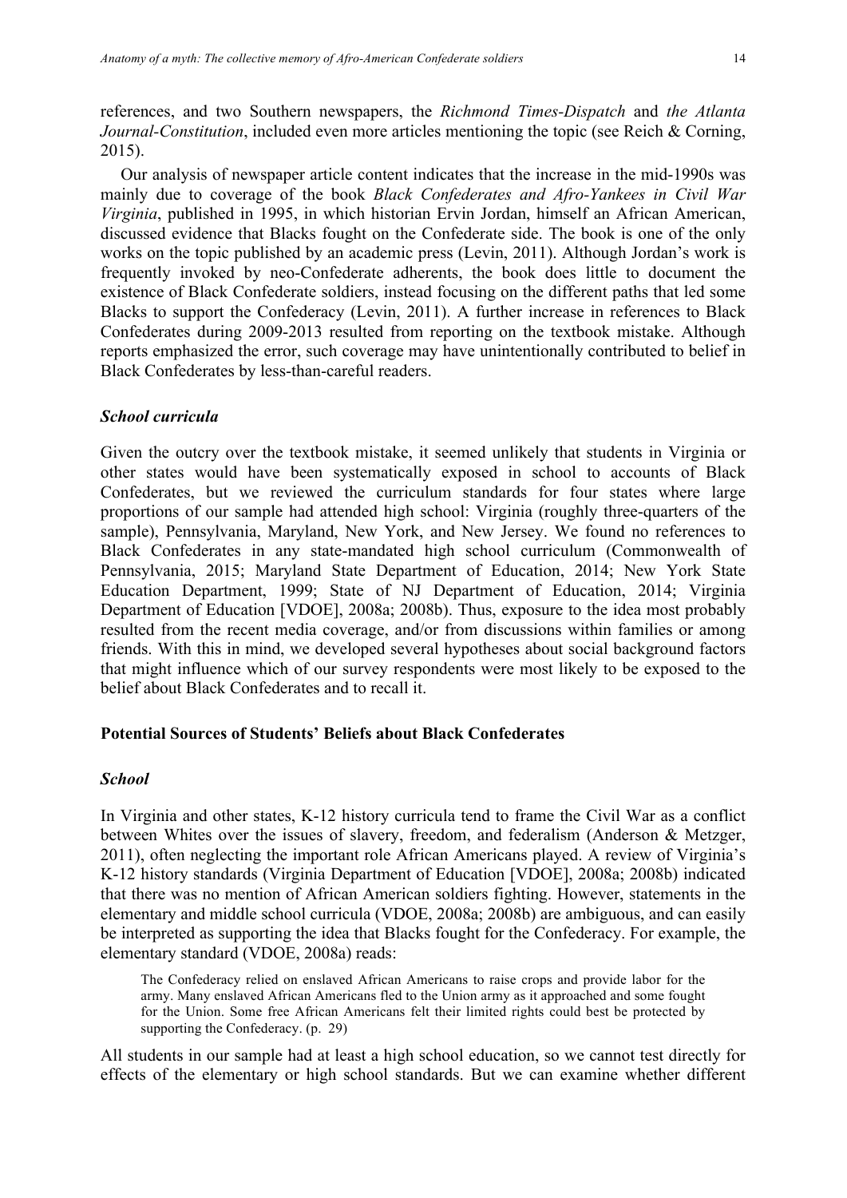references, and two Southern newspapers, the *Richmond Times-Dispatch* and *the Atlanta Journal-Constitution*, included even more articles mentioning the topic (see Reich & Corning, 2015).

Our analysis of newspaper article content indicates that the increase in the mid-1990s was mainly due to coverage of the book *Black Confederates and Afro-Yankees in Civil War Virginia*, published in 1995, in which historian Ervin Jordan, himself an African American, discussed evidence that Blacks fought on the Confederate side. The book is one of the only works on the topic published by an academic press (Levin, 2011). Although Jordan's work is frequently invoked by neo-Confederate adherents, the book does little to document the existence of Black Confederate soldiers, instead focusing on the different paths that led some Blacks to support the Confederacy (Levin, 2011). A further increase in references to Black Confederates during 2009-2013 resulted from reporting on the textbook mistake. Although reports emphasized the error, such coverage may have unintentionally contributed to belief in Black Confederates by less-than-careful readers.

### *School curricula*

Given the outcry over the textbook mistake, it seemed unlikely that students in Virginia or other states would have been systematically exposed in school to accounts of Black Confederates, but we reviewed the curriculum standards for four states where large proportions of our sample had attended high school: Virginia (roughly three-quarters of the sample), Pennsylvania, Maryland, New York, and New Jersey. We found no references to Black Confederates in any state-mandated high school curriculum (Commonwealth of Pennsylvania, 2015; Maryland State Department of Education, 2014; New York State Education Department, 1999; State of NJ Department of Education, 2014; Virginia Department of Education [VDOE], 2008a; 2008b). Thus, exposure to the idea most probably resulted from the recent media coverage, and/or from discussions within families or among friends. With this in mind, we developed several hypotheses about social background factors that might influence which of our survey respondents were most likely to be exposed to the belief about Black Confederates and to recall it.

## Potential Sources of Students' Beliefs about Black Confederates

### *School*

In Virginia and other states, K-12 history curricula tend to frame the Civil War as a conflict between Whites over the issues of slavery, freedom, and federalism (Anderson & Metzger, 2011), often neglecting the important role African Americans played. A review of Virginia's K-12 history standards (Virginia Department of Education [VDOE], 2008a; 2008b) indicated that there was no mention of African American soldiers fighting. However, statements in the elementary and middle school curricula (VDOE, 2008a; 2008b) are ambiguous, and can easily be interpreted as supporting the idea that Blacks fought for the Confederacy. For example, the elementary standard (VDOE, 2008a) reads:

> The Confederacy relied on enslaved African Americans to raise crops and provide labor for the army. Many enslaved African Americans fled to the Union army as it approached and some fought for the Union. Some free African Americans felt their limited rights could best be protected by supporting the Confederacy. (p. 29)

All students in our sample had at least a high school education, so we cannot test directly for effects of the elementary or high school standards. But we can examine whether different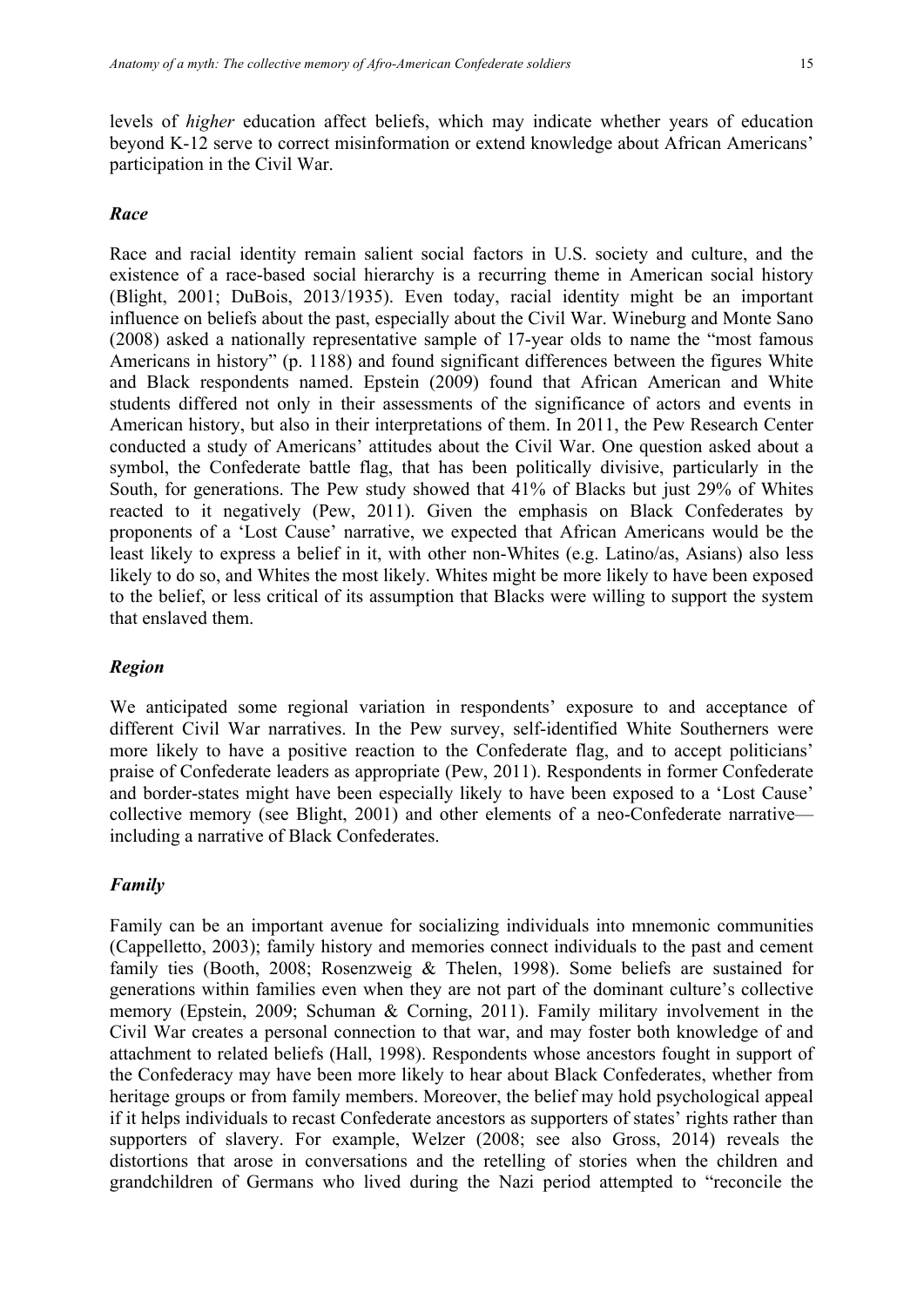levels of *higher* education affect beliefs, which may indicate whether years of education beyond K-12 serve to correct misinformation or extend knowledge about African Americans' participation in the Civil War.

### *Race*

Race and racial identity remain salient social factors in U.S. society and culture, and the existence of a race-based social hierarchy is a recurring theme in American social history (Blight, 2001; DuBois, 2013/1935). Even today, racial identity might be an important influence on beliefs about the past, especially about the Civil War. Wineburg and Monte Sano (2008) asked a nationally representative sample of 17-year olds to name the "most famous Americans in history" (p. 1188) and found significant differences between the figures White and Black respondents named. Epstein (2009) found that African American and White students differed not only in their assessments of the significance of actors and events in American history, but also in their interpretations of them. In 2011, the Pew Research Center conducted a study of Americans' attitudes about the Civil War. One question asked about a symbol, the Confederate battle flag, that has been politically divisive, particularly in the South, for generations. The Pew study showed that 41% of Blacks but just 29% of Whites reacted to it negatively (Pew, 2011). Given the emphasis on Black Confederates by proponents of a 'Lost Cause' narrative, we expected that African Americans would be the least likely to express a belief in it, with other non-Whites (e.g. Latino/as, Asians) also less likely to do so, and Whites the most likely. Whites might be more likely to have been exposed to the belief, or less critical of its assumption that Blacks were willing to support the system that enslaved them.

### *Region*

We anticipated some regional variation in respondents' exposure to and acceptance of different Civil War narratives. In the Pew survey, self-identified White Southerners were more likely to have a positive reaction to the Confederate flag, and to accept politicians' praise of Confederate leaders as appropriate (Pew, 2011). Respondents in former Confederate and border-states might have been especially likely to have been exposed to a 'Lost Cause' collective memory (see Blight, 2001) and other elements of a neo-Confederate narrative—including a narrative of Black Confederates.

### *Family*

Family can be an important avenue for socializing individuals into mnemonic communities (Cappelletto, 2003); family history and memories connect individuals to the past and cement family ties (Booth, 2008; Rosenzweig & Thelen, 1998). Some beliefs are sustained for generations within families even when they are not part of the dominant culture's collective memory (Epstein, 2009; Schuman & Corning, 2011). Family military involvement in the Civil War creates a personal connection to that war, and may foster both knowledge of and attachment to related beliefs (Hall, 1998). Respondents whose ancestors fought in support of the Confederacy may have been more likely to hear about Black Confederates, whether from heritage groups or from family members. Moreover, the belief may hold psychological appeal if it helps individuals to recast Confederate ancestors as supporters of states' rights rather than supporters of slavery. For example, Welzer (2008; see also Gross, 2014) reveals the distortions that arose in conversations and the retelling of stories when the children and grandchildren of Germans who lived during the Nazi period attempted to "reconcile the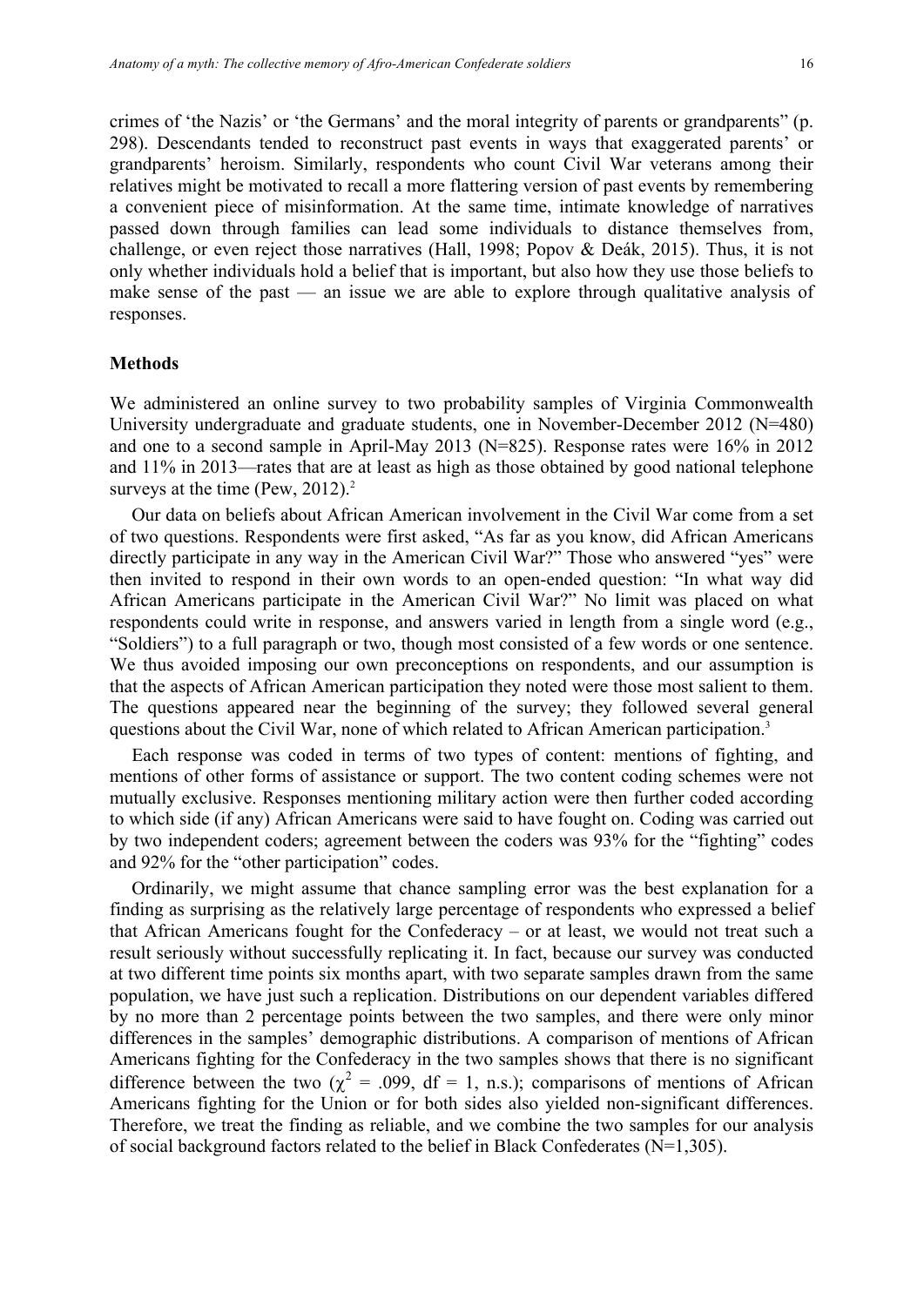crimes of 'the Nazis' or 'the Germans' and the moral integrity of parents or grandparents" (p. 298). Descendants tended to reconstruct past events in ways that exaggerated parents' or grandparents' heroism. Similarly, respondents who count Civil War veterans among their relatives might be motivated to recall a more flattering version of past events by remembering a convenient piece of misinformation. At the same time, intimate knowledge of narratives passed down through families can lead some individuals to distance themselves from, challenge, or even reject those narratives (Hall, 1998; Popov & Deák, 2015). Thus, it is not only whether individuals hold a belief that is important, but also how they use those beliefs to make sense of the past — an issue we are able to explore through qualitative analysis of responses.

## Methods

We administered an online survey to two probability samples of Virginia Commonwealth University undergraduate and graduate students, one in November-December 2012 (N=480) and one to a second sample in April-May 2013 (N=825). Response rates were 16% in 2012 and 11% in 2013—rates that are at least as high as those obtained by good national telephone surveys at the time (Pew, 2012).[2]

Our data on beliefs about African American involvement in the Civil War come from a set of two questions. Respondents were first asked, "As far as you know, did African Americans directly participate in any way in the American Civil War?" Those who answered "yes" were then invited to respond in their own words to an open-ended question: "In what way did African Americans participate in the American Civil War?" No limit was placed on what respondents could write in response, and answers varied in length from a single word (e.g., "Soldiers") to a full paragraph or two, though most consisted of a few words or one sentence. We thus avoided imposing our own preconceptions on respondents, and our assumption is that the aspects of African American participation they noted were those most salient to them. The questions appeared near the beginning of the survey; they followed several general questions about the Civil War, none of which related to African American participation.[3]

Each response was coded in terms of two types of content: mentions of fighting, and mentions of other forms of assistance or support. The two content coding schemes were not mutually exclusive. Responses mentioning military action were then further coded according to which side (if any) African Americans were said to have fought on. Coding was carried out by two independent coders; agreement between the coders was 93% for the "fighting" codes and 92% for the "other participation" codes.

Ordinarily, we might assume that chance sampling error was the best explanation for a finding as surprising as the relatively large percentage of respondents who expressed a belief that African Americans fought for the Confederacy – or at least, we would not treat such a result seriously without successfully replicating it. In fact, because our survey was conducted at two different time points six months apart, with two separate samples drawn from the same population, we have just such a replication. Distributions on our dependent variables differed by no more than 2 percentage points between the two samples, and there were only minor differences in the samples' demographic distributions. A comparison of mentions of African Americans fighting for the Confederacy in the two samples shows that there is no significant difference between the two ($\chi^2$ = .099, df = 1, n.s.); comparisons of mentions of African Americans fighting for the Union or for both sides also yielded non-significant differences. Therefore, we treat the finding as reliable, and we combine the two samples for our analysis of social background factors related to the belief in Black Confederates (N=1,305).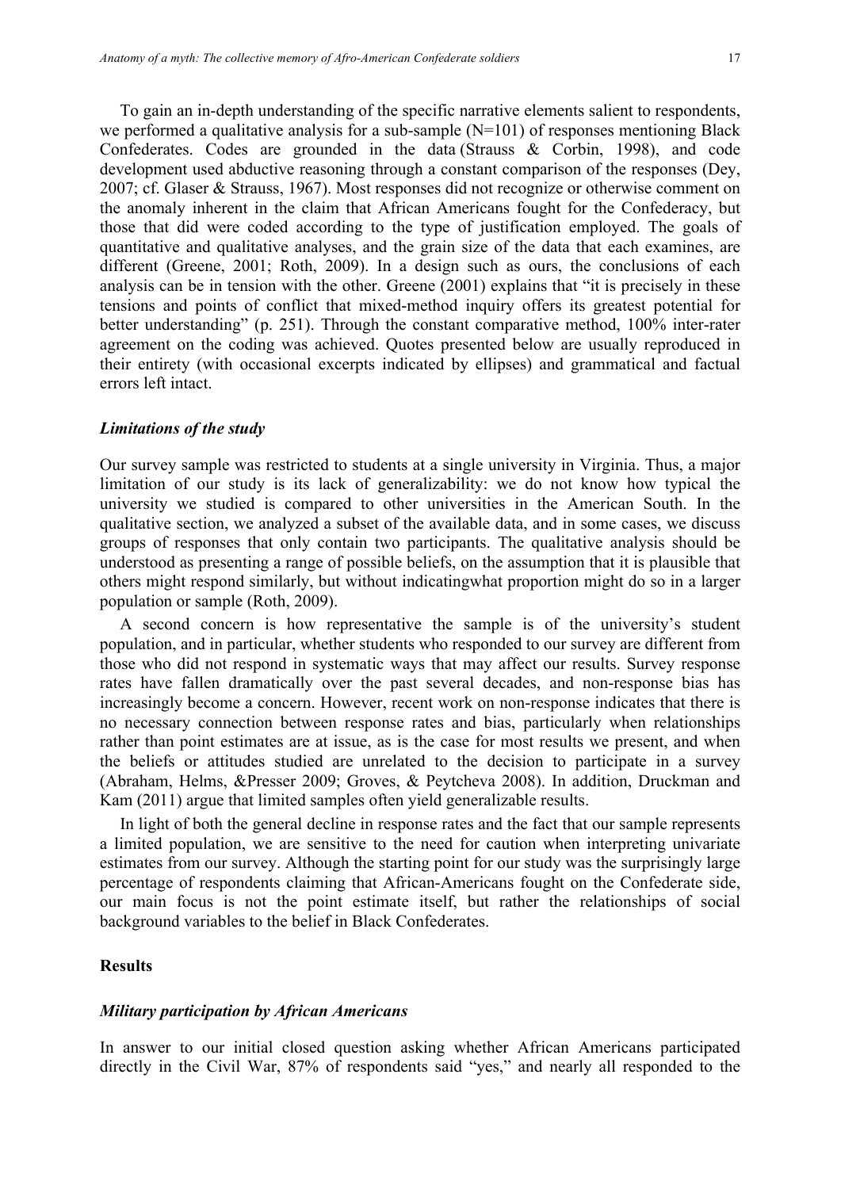To gain an in-depth understanding of the specific narrative elements salient to respondents, we performed a qualitative analysis for a sub-sample (N=101) of responses mentioning Black Confederates. Codes are grounded in the data (Strauss & Corbin, 1998), and code development used abductive reasoning through a constant comparison of the responses (Dey, 2007; cf. Glaser & Strauss, 1967). Most responses did not recognize or otherwise comment on the anomaly inherent in the claim that African Americans fought for the Confederacy, but those that did were coded according to the type of justification employed. The goals of quantitative and qualitative analyses, and the grain size of the data that each examines, are different (Greene, 2001; Roth, 2009). In a design such as ours, the conclusions of each analysis can be in tension with the other. Greene (2001) explains that "it is precisely in these tensions and points of conflict that mixed-method inquiry offers its greatest potential for better understanding" (p. 251). Through the constant comparative method, 100% inter-rater agreement on the coding was achieved. Quotes presented below are usually reproduced in their entirety (with occasional excerpts indicated by ellipses) and grammatical and factual errors left intact.

### *Limitations of the study*

Our survey sample was restricted to students at a single university in Virginia. Thus, a major limitation of our study is its lack of generalizability: we do not know how typical the university we studied is compared to other universities in the American South. In the qualitative section, we analyzed a subset of the available data, and in some cases, we discuss groups of responses that only contain two participants. The qualitative analysis should be understood as presenting a range of possible beliefs, on the assumption that it is plausible that others might respond similarly, but without indicatingwhat proportion might do so in a larger population or sample (Roth, 2009).

A second concern is how representative the sample is of the university's student population, and in particular, whether students who responded to our survey are different from those who did not respond in systematic ways that may affect our results. Survey response rates have fallen dramatically over the past several decades, and non-response bias has increasingly become a concern. However, recent work on non-response indicates that there is no necessary connection between response rates and bias, particularly when relationships rather than point estimates are at issue, as is the case for most results we present, and when the beliefs or attitudes studied are unrelated to the decision to participate in a survey (Abraham, Helms, &Presser 2009; Groves, & Peytcheva 2008). In addition, Druckman and Kam (2011) argue that limited samples often yield generalizable results.

In light of both the general decline in response rates and the fact that our sample represents a limited population, we are sensitive to the need for caution when interpreting univariate estimates from our survey. Although the starting point for our study was the surprisingly large percentage of respondents claiming that African-Americans fought on the Confederate side, our main focus is not the point estimate itself, but rather the relationships of social background variables to the belief in Black Confederates.

## Results

### *Military participation by African Americans*

In answer to our initial closed question asking whether African Americans participated directly in the Civil War, 87% of respondents said "yes," and nearly all responded to the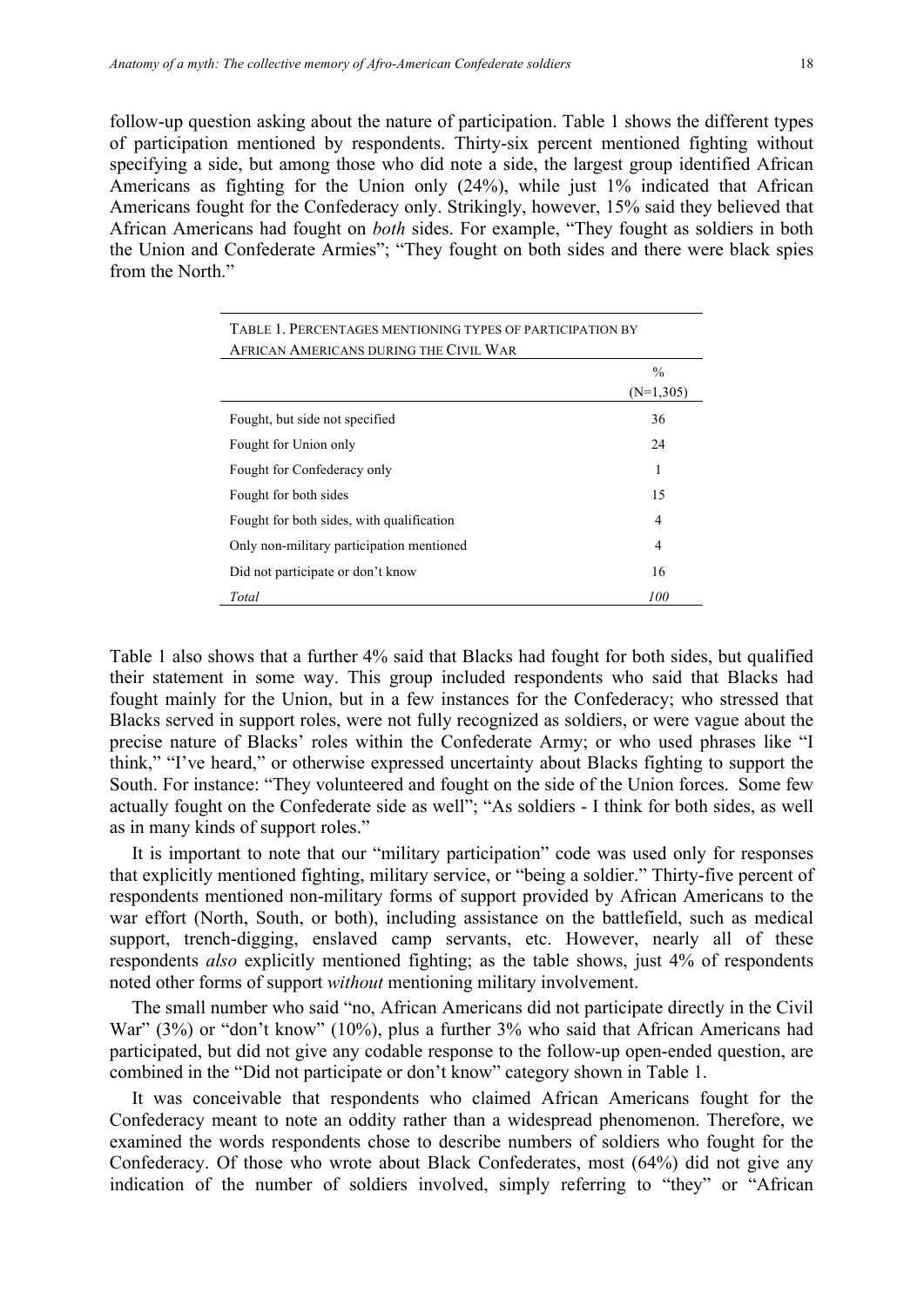follow-up question asking about the nature of participation. Table 1 shows the different types of participation mentioned by respondents. Thirty-six percent mentioned fighting without specifying a side, but among those who did note a side, the largest group identified African Americans as fighting for the Union only (24%), while just 1% indicated that African Americans fought for the Confederacy only. Strikingly, however, 15% said they believed that African Americans had fought on *both* sides. For example, "They fought as soldiers in both the Union and Confederate Armies"; "They fought on both sides and there were black spies from the North."

TABLE 1. PERCENTAGES MENTIONING TYPES OF PARTICIPATION BY AFRICAN AMERICANS DURING THE CIVIL WAR

| | % (N=1,305) |
|---|---|
| Fought, but side not specified | 36 |
| Fought for Union only | 24 |
| Fought for Confederacy only | 1 |
| Fought for both sides | 15 |
| Fought for both sides, with qualification | 4 |
| Only non-military participation mentioned | 4 |
| Did not participate or don't know | 16 |
| *Total* | *100* |

Table 1 also shows that a further 4% said that Blacks had fought for both sides, but qualified their statement in some way. This group included respondents who said that Blacks had fought mainly for the Union, but in a few instances for the Confederacy; who stressed that Blacks served in support roles, were not fully recognized as soldiers, or were vague about the precise nature of Blacks' roles within the Confederate Army; or who used phrases like "I think," "I've heard," or otherwise expressed uncertainty about Blacks fighting to support the South. For instance: "They volunteered and fought on the side of the Union forces. Some few actually fought on the Confederate side as well"; "As soldiers - I think for both sides, as well as in many kinds of support roles."

It is important to note that our "military participation" code was used only for responses that explicitly mentioned fighting, military service, or "being a soldier." Thirty-five percent of respondents mentioned non-military forms of support provided by African Americans to the war effort (North, South, or both), including assistance on the battlefield, such as medical support, trench-digging, enslaved camp servants, etc. However, nearly all of these respondents *also* explicitly mentioned fighting; as the table shows, just 4% of respondents noted other forms of support *without* mentioning military involvement.

The small number who said "no, African Americans did not participate directly in the Civil War" (3%) or "don't know" (10%), plus a further 3% who said that African Americans had participated, but did not give any codable response to the follow-up open-ended question, are combined in the "Did not participate or don't know" category shown in Table 1.

It was conceivable that respondents who claimed African Americans fought for the Confederacy meant to note an oddity rather than a widespread phenomenon. Therefore, we examined the words respondents chose to describe numbers of soldiers who fought for the Confederacy. Of those who wrote about Black Confederates, most (64%) did not give any indication of the number of soldiers involved, simply referring to "they" or "African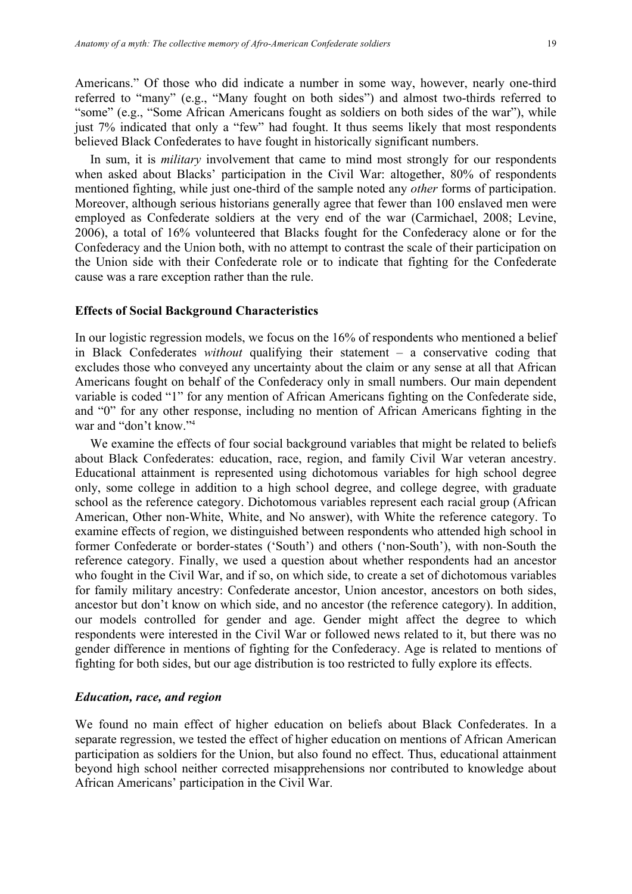Americans." Of those who did indicate a number in some way, however, nearly one-third referred to "many" (e.g., "Many fought on both sides") and almost two-thirds referred to "some" (e.g., "Some African Americans fought as soldiers on both sides of the war"), while just 7% indicated that only a "few" had fought. It thus seems likely that most respondents believed Black Confederates to have fought in historically significant numbers.

In sum, it is *military* involvement that came to mind most strongly for our respondents when asked about Blacks' participation in the Civil War: altogether, 80% of respondents mentioned fighting, while just one-third of the sample noted any *other* forms of participation. Moreover, although serious historians generally agree that fewer than 100 enslaved men were employed as Confederate soldiers at the very end of the war (Carmichael, 2008; Levine, 2006), a total of 16% volunteered that Blacks fought for the Confederacy alone or for the Confederacy and the Union both, with no attempt to contrast the scale of their participation on the Union side with their Confederate role or to indicate that fighting for the Confederate cause was a rare exception rather than the rule.

### Effects of Social Background Characteristics

In our logistic regression models, we focus on the 16% of respondents who mentioned a belief in Black Confederates *without* qualifying their statement – a conservative coding that excludes those who conveyed any uncertainty about the claim or any sense at all that African Americans fought on behalf of the Confederacy only in small numbers. Our main dependent variable is coded "1" for any mention of African Americans fighting on the Confederate side, and "0" for any other response, including no mention of African Americans fighting in the war and "don't know."[4]

We examine the effects of four social background variables that might be related to beliefs about Black Confederates: education, race, region, and family Civil War veteran ancestry. Educational attainment is represented using dichotomous variables for high school degree only, some college in addition to a high school degree, and college degree, with graduate school as the reference category. Dichotomous variables represent each racial group (African American, Other non-White, White, and No answer), with White the reference category. To examine effects of region, we distinguished between respondents who attended high school in former Confederate or border-states ('South') and others ('non-South'), with non-South the reference category. Finally, we used a question about whether respondents had an ancestor who fought in the Civil War, and if so, on which side, to create a set of dichotomous variables for family military ancestry: Confederate ancestor, Union ancestor, ancestors on both sides, ancestor but don't know on which side, and no ancestor (the reference category). In addition, our models controlled for gender and age. Gender might affect the degree to which respondents were interested in the Civil War or followed news related to it, but there was no gender difference in mentions of fighting for the Confederacy. Age is related to mentions of fighting for both sides, but our age distribution is too restricted to fully explore its effects.

#### *Education, race, and region*

We found no main effect of higher education on beliefs about Black Confederates. In a separate regression, we tested the effect of higher education on mentions of African American participation as soldiers for the Union, but also found no effect. Thus, educational attainment beyond high school neither corrected misapprehensions nor contributed to knowledge about African Americans' participation in the Civil War.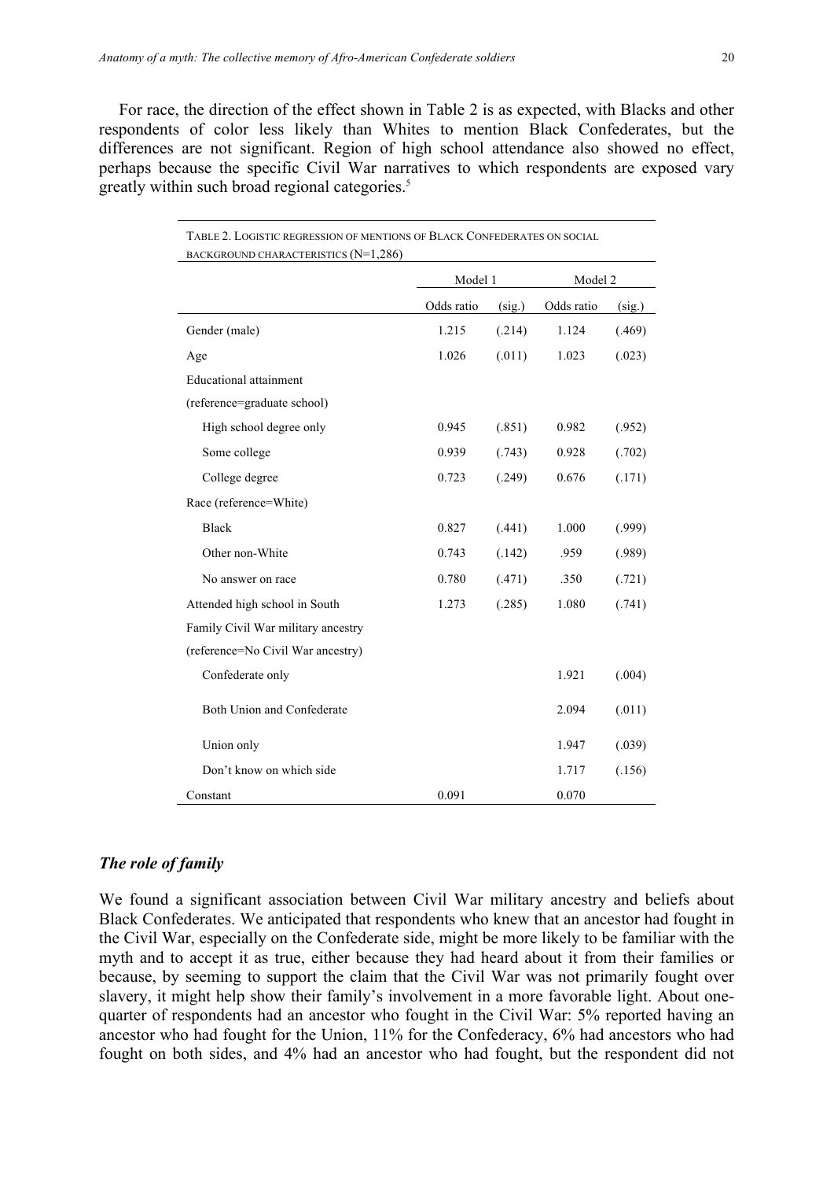For race, the direction of the effect shown in Table 2 is as expected, with Blacks and other respondents of color less likely than Whites to mention Black Confederates, but the differences are not significant. Region of high school attendance also showed no effect, perhaps because the specific Civil War narratives to which respondents are exposed vary greatly within such broad regional categories.[5]

TABLE 2. LOGISTIC REGRESSION OF MENTIONS OF BLACK CONFEDERATES ON SOCIAL BACKGROUND CHARACTERISTICS (N=1,286)

| | Model 1 | | Model 2 | |
|---|---|---|---|---|
| | Odds ratio | (sig.) | Odds ratio | (sig.) |
| Gender (male) | 1.215 | (.214) | 1.124 | (.469) |
| Age | 1.026 | (.011) | 1.023 | (.023) |
| Educational attainment | | | | |
| (reference=graduate school) | | | | |
| High school degree only | 0.945 | (.851) | 0.982 | (.952) |
| Some college | 0.939 | (.743) | 0.928 | (.702) |
| College degree | 0.723 | (.249) | 0.676 | (.171) |
| Race (reference=White) | | | | |
| Black | 0.827 | (.441) | 1.000 | (.999) |
| Other non-White | 0.743 | (.142) | .959 | (.989) |
| No answer on race | 0.780 | (.471) | .350 | (.721) |
| Attended high school in South | 1.273 | (.285) | 1.080 | (.741) |
| Family Civil War military ancestry | | | | |
| (reference=No Civil War ancestry) | | | | |
| Confederate only | | | 1.921 | (.004) |
| Both Union and Confederate | | | 2.094 | (.011) |
| Union only | | | 1.947 | (.039) |
| Don't know on which side | | | 1.717 | (.156) |
| Constant | 0.091 | | 0.070 | |

### *The role of family*

We found a significant association between Civil War military ancestry and beliefs about Black Confederates. We anticipated that respondents who knew that an ancestor had fought in the Civil War, especially on the Confederate side, might be more likely to be familiar with the myth and to accept it as true, either because they had heard about it from their families or because, by seeming to support the claim that the Civil War was not primarily fought over slavery, it might help show their family's involvement in a more favorable light. About one-quarter of respondents had an ancestor who fought in the Civil War: 5% reported having an ancestor who had fought for the Union, 11% for the Confederacy, 6% had ancestors who had fought on both sides, and 4% had an ancestor who had fought, but the respondent did not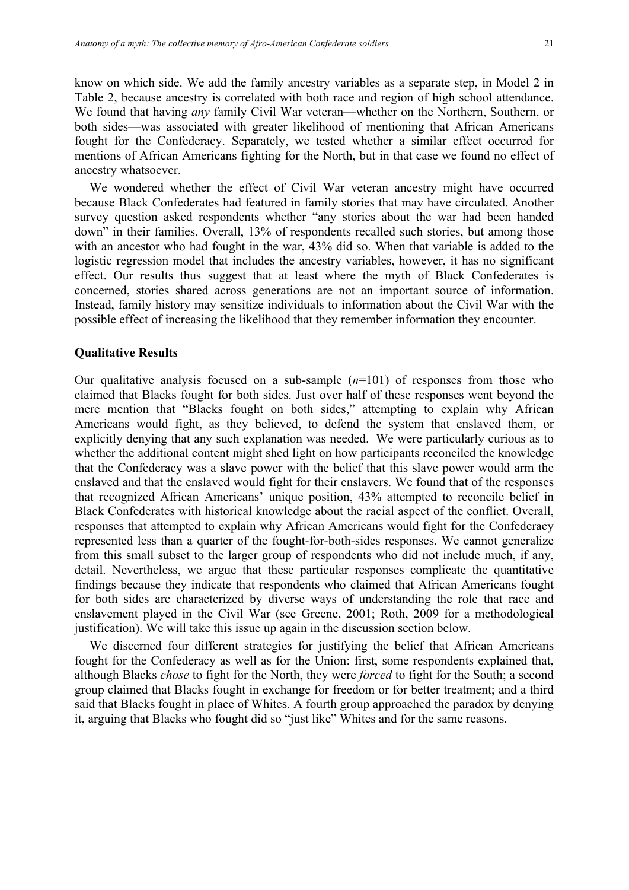know on which side. We add the family ancestry variables as a separate step, in Model 2 in Table 2, because ancestry is correlated with both race and region of high school attendance. We found that having *any* family Civil War veteran—whether on the Northern, Southern, or both sides—was associated with greater likelihood of mentioning that African Americans fought for the Confederacy. Separately, we tested whether a similar effect occurred for mentions of African Americans fighting for the North, but in that case we found no effect of ancestry whatsoever.

We wondered whether the effect of Civil War veteran ancestry might have occurred because Black Confederates had featured in family stories that may have circulated. Another survey question asked respondents whether "any stories about the war had been handed down" in their families. Overall, 13% of respondents recalled such stories, but among those with an ancestor who had fought in the war, 43% did so. When that variable is added to the logistic regression model that includes the ancestry variables, however, it has no significant effect. Our results thus suggest that at least where the myth of Black Confederates is concerned, stories shared across generations are not an important source of information. Instead, family history may sensitize individuals to information about the Civil War with the possible effect of increasing the likelihood that they remember information they encounter.

### Qualitative Results

Our qualitative analysis focused on a sub-sample ($n$=101) of responses from those who claimed that Blacks fought for both sides. Just over half of these responses went beyond the mere mention that "Blacks fought on both sides," attempting to explain why African Americans would fight, as they believed, to defend the system that enslaved them, or explicitly denying that any such explanation was needed. We were particularly curious as to whether the additional content might shed light on how participants reconciled the knowledge that the Confederacy was a slave power with the belief that this slave power would arm the enslaved and that the enslaved would fight for their enslavers. We found that of the responses that recognized African Americans' unique position, 43% attempted to reconcile belief in Black Confederates with historical knowledge about the racial aspect of the conflict. Overall, responses that attempted to explain why African Americans would fight for the Confederacy represented less than a quarter of the fought-for-both-sides responses. We cannot generalize from this small subset to the larger group of respondents who did not include much, if any, detail. Nevertheless, we argue that these particular responses complicate the quantitative findings because they indicate that respondents who claimed that African Americans fought for both sides are characterized by diverse ways of understanding the role that race and enslavement played in the Civil War (see Greene, 2001; Roth, 2009 for a methodological justification). We will take this issue up again in the discussion section below.

We discerned four different strategies for justifying the belief that African Americans fought for the Confederacy as well as for the Union: first, some respondents explained that, although Blacks *chose* to fight for the North, they were *forced* to fight for the South; a second group claimed that Blacks fought in exchange for freedom or for better treatment; and a third said that Blacks fought in place of Whites. A fourth group approached the paradox by denying it, arguing that Blacks who fought did so "just like" Whites and for the same reasons.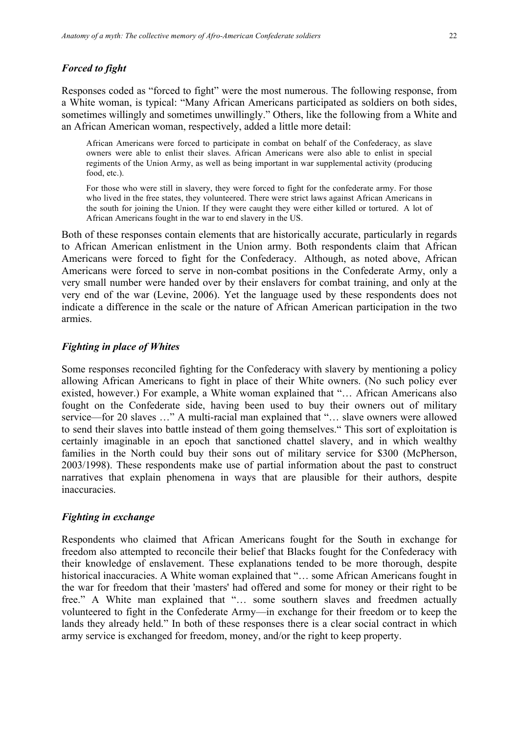### *Forced to fight*

Responses coded as "forced to fight" were the most numerous. The following response, from a White woman, is typical: "Many African Americans participated as soldiers on both sides, sometimes willingly and sometimes unwillingly." Others, like the following from a White and an African American woman, respectively, added a little more detail:

> African Americans were forced to participate in combat on behalf of the Confederacy, as slave owners were able to enlist their slaves. African Americans were also able to enlist in special regiments of the Union Army, as well as being important in war supplemental activity (producing food, etc.).

> For those who were still in slavery, they were forced to fight for the confederate army. For those who lived in the free states, they volunteered. There were strict laws against African Americans in the south for joining the Union. If they were caught they were either killed or tortured. A lot of African Americans fought in the war to end slavery in the US.

Both of these responses contain elements that are historically accurate, particularly in regards to African American enlistment in the Union army. Both respondents claim that African Americans were forced to fight for the Confederacy. Although, as noted above, African Americans were forced to serve in non-combat positions in the Confederate Army, only a very small number were handed over by their enslavers for combat training, and only at the very end of the war (Levine, 2006). Yet the language used by these respondents does not indicate a difference in the scale or the nature of African American participation in the two armies.

### *Fighting in place of Whites*

Some responses reconciled fighting for the Confederacy with slavery by mentioning a policy allowing African Americans to fight in place of their White owners. (No such policy ever existed, however.) For example, a White woman explained that "… African Americans also fought on the Confederate side, having been used to buy their owners out of military service—for 20 slaves …" A multi-racial man explained that "… slave owners were allowed to send their slaves into battle instead of them going themselves." This sort of exploitation is certainly imaginable in an epoch that sanctioned chattel slavery, and in which wealthy families in the North could buy their sons out of military service for $300 (McPherson, 2003/1998). These respondents make use of partial information about the past to construct narratives that explain phenomena in ways that are plausible for their authors, despite inaccuracies.

### *Fighting in exchange*

Respondents who claimed that African Americans fought for the South in exchange for freedom also attempted to reconcile their belief that Blacks fought for the Confederacy with their knowledge of enslavement. These explanations tended to be more thorough, despite historical inaccuracies. A White woman explained that "… some African Americans fought in the war for freedom that their 'masters' had offered and some for money or their right to be free." A White man explained that "… some southern slaves and freedmen actually volunteered to fight in the Confederate Army—in exchange for their freedom or to keep the lands they already held." In both of these responses there is a clear social contract in which army service is exchanged for freedom, money, and/or the right to keep property.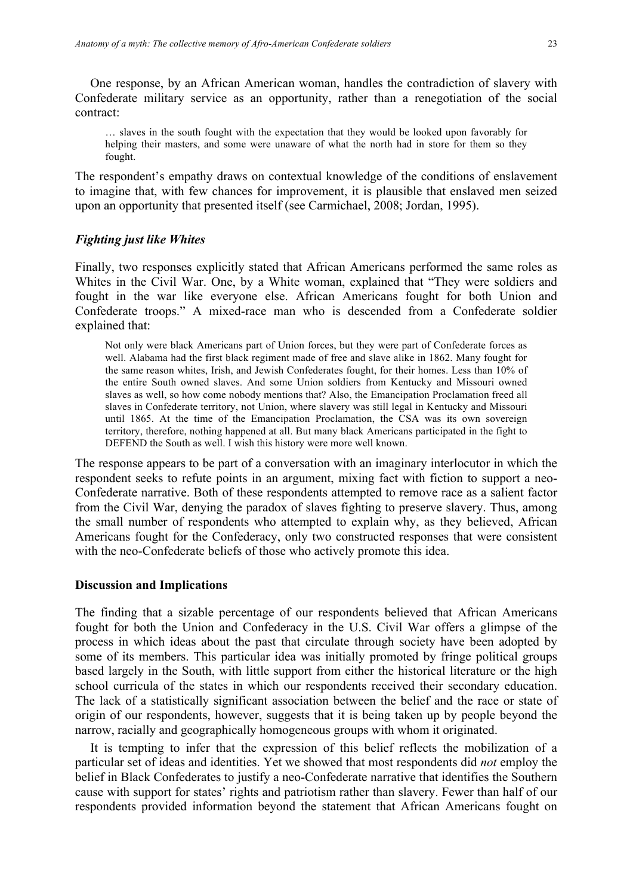One response, by an African American woman, handles the contradiction of slavery with Confederate military service as an opportunity, rather than a renegotiation of the social contract:

> … slaves in the south fought with the expectation that they would be looked upon favorably for helping their masters, and some were unaware of what the north had in store for them so they fought.

The respondent's empathy draws on contextual knowledge of the conditions of enslavement to imagine that, with few chances for improvement, it is plausible that enslaved men seized upon an opportunity that presented itself (see Carmichael, 2008; Jordan, 1995).

### *Fighting just like Whites*

Finally, two responses explicitly stated that African Americans performed the same roles as Whites in the Civil War. One, by a White woman, explained that "They were soldiers and fought in the war like everyone else. African Americans fought for both Union and Confederate troops." A mixed-race man who is descended from a Confederate soldier explained that:

> Not only were black Americans part of Union forces, but they were part of Confederate forces as well. Alabama had the first black regiment made of free and slave alike in 1862. Many fought for the same reason whites, Irish, and Jewish Confederates fought, for their homes. Less than 10% of the entire South owned slaves. And some Union soldiers from Kentucky and Missouri owned slaves as well, so how come nobody mentions that? Also, the Emancipation Proclamation freed all slaves in Confederate territory, not Union, where slavery was still legal in Kentucky and Missouri until 1865. At the time of the Emancipation Proclamation, the CSA was its own sovereign territory, therefore, nothing happened at all. But many black Americans participated in the fight to DEFEND the South as well. I wish this history were more well known.

The response appears to be part of a conversation with an imaginary interlocutor in which the respondent seeks to refute points in an argument, mixing fact with fiction to support a neo-Confederate narrative. Both of these respondents attempted to remove race as a salient factor from the Civil War, denying the paradox of slaves fighting to preserve slavery. Thus, among the small number of respondents who attempted to explain why, as they believed, African Americans fought for the Confederacy, only two constructed responses that were consistent with the neo-Confederate beliefs of those who actively promote this idea.

## Discussion and Implications

The finding that a sizable percentage of our respondents believed that African Americans fought for both the Union and Confederacy in the U.S. Civil War offers a glimpse of the process in which ideas about the past that circulate through society have been adopted by some of its members. This particular idea was initially promoted by fringe political groups based largely in the South, with little support from either the historical literature or the high school curricula of the states in which our respondents received their secondary education. The lack of a statistically significant association between the belief and the race or state of origin of our respondents, however, suggests that it is being taken up by people beyond the narrow, racially and geographically homogeneous groups with whom it originated.

It is tempting to infer that the expression of this belief reflects the mobilization of a particular set of ideas and identities. Yet we showed that most respondents did *not* employ the belief in Black Confederates to justify a neo-Confederate narrative that identifies the Southern cause with support for states' rights and patriotism rather than slavery. Fewer than half of our respondents provided information beyond the statement that African Americans fought on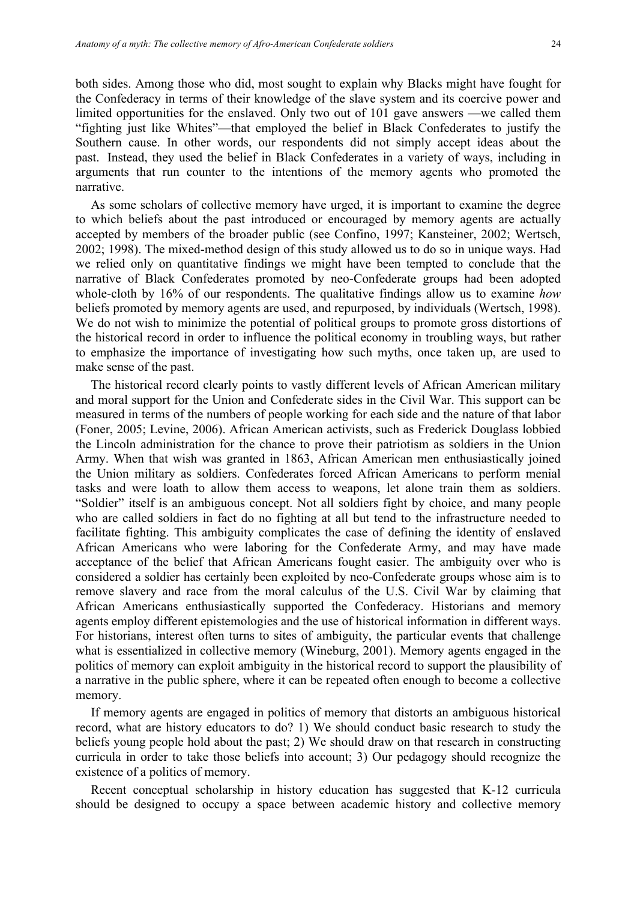both sides. Among those who did, most sought to explain why Blacks might have fought for the Confederacy in terms of their knowledge of the slave system and its coercive power and limited opportunities for the enslaved. Only two out of 101 gave answers —we called them "fighting just like Whites"—that employed the belief in Black Confederates to justify the Southern cause. In other words, our respondents did not simply accept ideas about the past. Instead, they used the belief in Black Confederates in a variety of ways, including in arguments that run counter to the intentions of the memory agents who promoted the narrative.

As some scholars of collective memory have urged, it is important to examine the degree to which beliefs about the past introduced or encouraged by memory agents are actually accepted by members of the broader public (see Confino, 1997; Kansteiner, 2002; Wertsch, 2002; 1998). The mixed-method design of this study allowed us to do so in unique ways. Had we relied only on quantitative findings we might have been tempted to conclude that the narrative of Black Confederates promoted by neo-Confederate groups had been adopted whole-cloth by 16% of our respondents. The qualitative findings allow us to examine *how* beliefs promoted by memory agents are used, and repurposed, by individuals (Wertsch, 1998). We do not wish to minimize the potential of political groups to promote gross distortions of the historical record in order to influence the political economy in troubling ways, but rather to emphasize the importance of investigating how such myths, once taken up, are used to make sense of the past.

The historical record clearly points to vastly different levels of African American military and moral support for the Union and Confederate sides in the Civil War. This support can be measured in terms of the numbers of people working for each side and the nature of that labor (Foner, 2005; Levine, 2006). African American activists, such as Frederick Douglass lobbied the Lincoln administration for the chance to prove their patriotism as soldiers in the Union Army. When that wish was granted in 1863, African American men enthusiastically joined the Union military as soldiers. Confederates forced African Americans to perform menial tasks and were loath to allow them access to weapons, let alone train them as soldiers. "Soldier" itself is an ambiguous concept. Not all soldiers fight by choice, and many people who are called soldiers in fact do no fighting at all but tend to the infrastructure needed to facilitate fighting. This ambiguity complicates the case of defining the identity of enslaved African Americans who were laboring for the Confederate Army, and may have made acceptance of the belief that African Americans fought easier. The ambiguity over who is considered a soldier has certainly been exploited by neo-Confederate groups whose aim is to remove slavery and race from the moral calculus of the U.S. Civil War by claiming that African Americans enthusiastically supported the Confederacy. Historians and memory agents employ different epistemologies and the use of historical information in different ways. For historians, interest often turns to sites of ambiguity, the particular events that challenge what is essentialized in collective memory (Wineburg, 2001). Memory agents engaged in the politics of memory can exploit ambiguity in the historical record to support the plausibility of a narrative in the public sphere, where it can be repeated often enough to become a collective memory.

If memory agents are engaged in politics of memory that distorts an ambiguous historical record, what are history educators to do? 1) We should conduct basic research to study the beliefs young people hold about the past; 2) We should draw on that research in constructing curricula in order to take those beliefs into account; 3) Our pedagogy should recognize the existence of a politics of memory.

Recent conceptual scholarship in history education has suggested that K-12 curricula should be designed to occupy a space between academic history and collective memory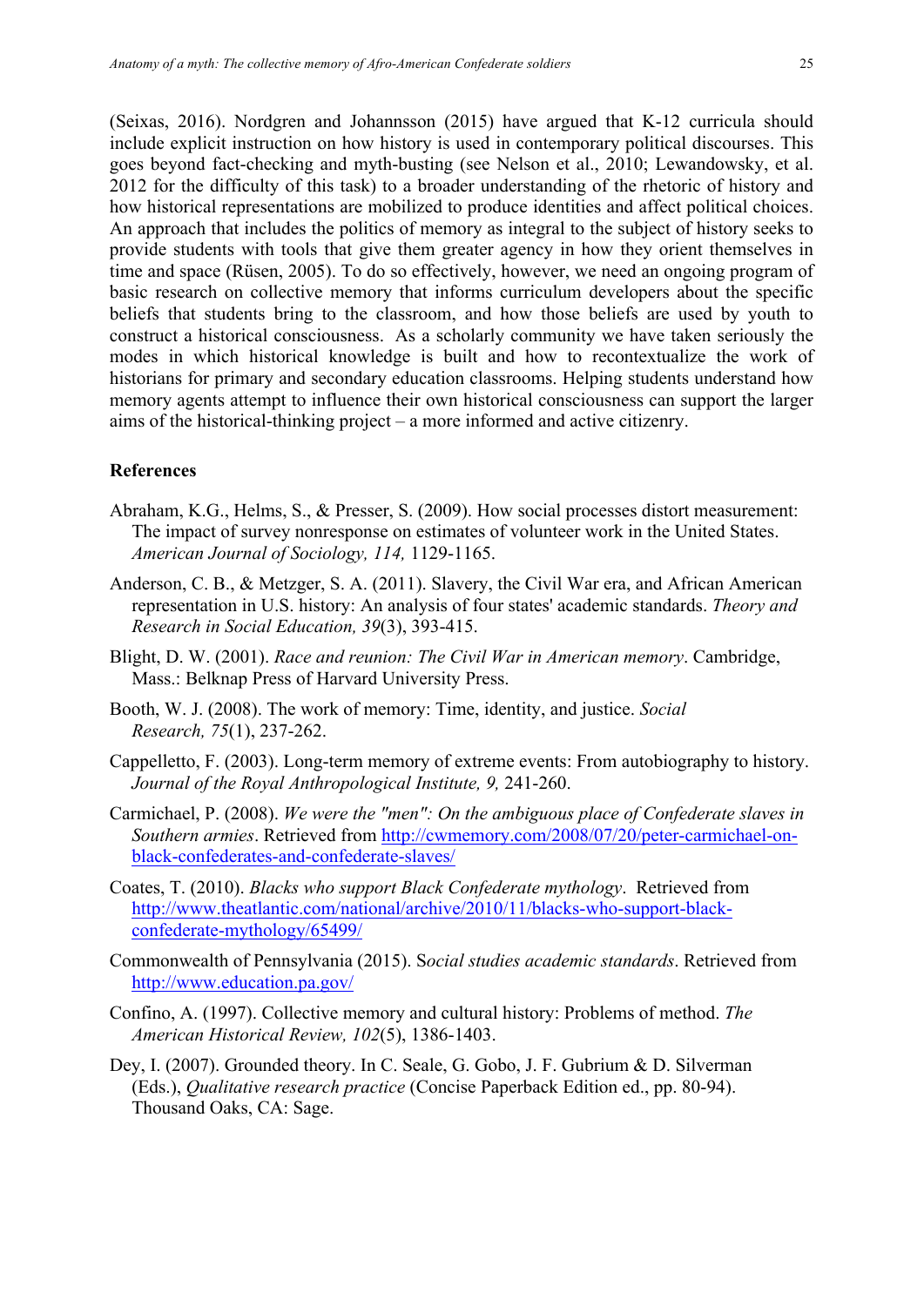(Seixas, 2016). Nordgren and Johannsson (2015) have argued that K-12 curricula should include explicit instruction on how history is used in contemporary political discourses. This goes beyond fact-checking and myth-busting (see Nelson et al., 2010; Lewandowsky, et al. 2012 for the difficulty of this task) to a broader understanding of the rhetoric of history and how historical representations are mobilized to produce identities and affect political choices. An approach that includes the politics of memory as integral to the subject of history seeks to provide students with tools that give them greater agency in how they orient themselves in time and space (Rüsen, 2005). To do so effectively, however, we need an ongoing program of basic research on collective memory that informs curriculum developers about the specific beliefs that students bring to the classroom, and how those beliefs are used by youth to construct a historical consciousness. As a scholarly community we have taken seriously the modes in which historical knowledge is built and how to recontextualize the work of historians for primary and secondary education classrooms. Helping students understand how memory agents attempt to influence their own historical consciousness can support the larger aims of the historical-thinking project – a more informed and active citizenry.

## References

Abraham, K.G., Helms, S., & Presser, S. (2009). How social processes distort measurement: The impact of survey nonresponse on estimates of volunteer work in the United States. *American Journal of Sociology, 114,* 1129-1165.

Anderson, C. B., & Metzger, S. A. (2011). Slavery, the Civil War era, and African American representation in U.S. history: An analysis of four states' academic standards. *Theory and Research in Social Education, 39*(3), 393-415.

Blight, D. W. (2001). *Race and reunion: The Civil War in American memory*. Cambridge, Mass.: Belknap Press of Harvard University Press.

Booth, W. J. (2008). The work of memory: Time, identity, and justice. *Social Research, 75*(1), 237-262.

Cappelletto, F. (2003). Long-term memory of extreme events: From autobiography to history. *Journal of the Royal Anthropological Institute, 9,* 241-260.

Carmichael, P. (2008). *We were the "men": On the ambiguous place of Confederate slaves in Southern armies*. Retrieved from http://cwmemory.com/2008/07/20/peter-carmichael-on-black-confederates-and-confederate-slaves/

Coates, T. (2010). *Blacks who support Black Confederate mythology*. Retrieved from http://www.theatlantic.com/national/archive/2010/11/blacks-who-support-black-confederate-mythology/65499/

Commonwealth of Pennsylvania (2015). S*ocial studies academic standards*. Retrieved from http://www.education.pa.gov/

Confino, A. (1997). Collective memory and cultural history: Problems of method. *The American Historical Review, 102*(5), 1386-1403.

Dey, I. (2007). Grounded theory. In C. Seale, G. Gobo, J. F. Gubrium & D. Silverman (Eds.), *Qualitative research practice* (Concise Paperback Edition ed., pp. 80-94). Thousand Oaks, CA: Sage.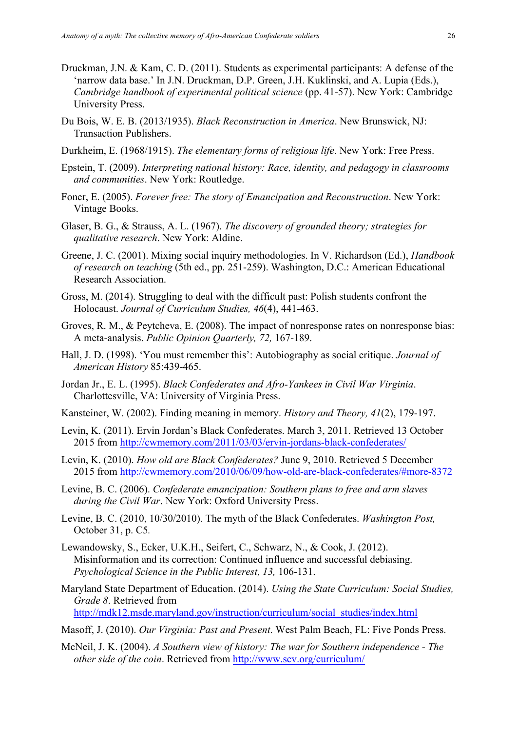Druckman, J.N. & Kam, C. D. (2011). Students as experimental participants: A defense of the 'narrow data base.' In J.N. Druckman, D.P. Green, J.H. Kuklinski, and A. Lupia (Eds.), *Cambridge handbook of experimental political science* (pp. 41-57). New York: Cambridge University Press.

Du Bois, W. E. B. (2013/1935). *Black Reconstruction in America*. New Brunswick, NJ: Transaction Publishers.

Durkheim, E. (1968/1915). *The elementary forms of religious life*. New York: Free Press.

Epstein, T. (2009). *Interpreting national history: Race, identity, and pedagogy in classrooms and communities*. New York: Routledge.

Foner, E. (2005). *Forever free: The story of Emancipation and Reconstruction*. New York: Vintage Books.

Glaser, B. G., & Strauss, A. L. (1967). *The discovery of grounded theory; strategies for qualitative research*. New York: Aldine.

Greene, J. C. (2001). Mixing social inquiry methodologies. In V. Richardson (Ed.), *Handbook of research on teaching* (5th ed., pp. 251-259). Washington, D.C.: American Educational Research Association.

Gross, M. (2014). Struggling to deal with the difficult past: Polish students confront the Holocaust. *Journal of Curriculum Studies, 46*(4), 441-463.

Groves, R. M., & Peytcheva, E. (2008). The impact of nonresponse rates on nonresponse bias: A meta-analysis. *Public Opinion Quarterly, 72,* 167-189.

Hall, J. D. (1998). 'You must remember this': Autobiography as social critique. *Journal of American History* 85:439-465.

Jordan Jr., E. L. (1995). *Black Confederates and Afro-Yankees in Civil War Virginia*. Charlottesville, VA: University of Virginia Press.

Kansteiner, W. (2002). Finding meaning in memory. *History and Theory, 41*(2), 179-197.

Levin, K. (2011). Ervin Jordan's Black Confederates. March 3, 2011. Retrieved 13 October 2015 from http://cwmemory.com/2011/03/03/ervin-jordans-black-confederates/

Levin, K. (2010). *How old are Black Confederates?* June 9, 2010. Retrieved 5 December 2015 from http://cwmemory.com/2010/06/09/how-old-are-black-confederates/#more-8372

Levine, B. C. (2006). *Confederate emancipation: Southern plans to free and arm slaves during the Civil War*. New York: Oxford University Press.

Levine, B. C. (2010, 10/30/2010). The myth of the Black Confederates. *Washington Post,* October 31, p. C5.

Lewandowsky, S., Ecker, U.K.H., Seifert, C., Schwarz, N., & Cook, J. (2012). Misinformation and its correction: Continued influence and successful debiasing. *Psychological Science in the Public Interest, 13,* 106-131.

Maryland State Department of Education. (2014). *Using the State Curriculum: Social Studies, Grade 8*. Retrieved from http://mdk12.msde.maryland.gov/instruction/curriculum/social_studies/index.html

Masoff, J. (2010). *Our Virginia: Past and Present*. West Palm Beach, FL: Five Ponds Press.

McNeil, J. K. (2004). *A Southern view of history: The war for Southern independence - The other side of the coin*. Retrieved from http://www.scv.org/curriculum/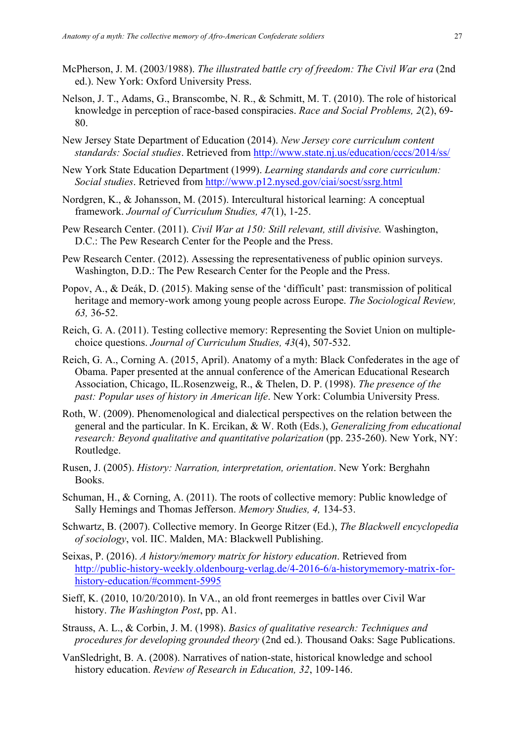McPherson, J. M. (2003/1988). *The illustrated battle cry of freedom: The Civil War era* (2nd ed.). New York: Oxford University Press.

Nelson, J. T., Adams, G., Branscombe, N. R., & Schmitt, M. T. (2010). The role of historical knowledge in perception of race-based conspiracies. *Race and Social Problems, 2*(2), 69-80.

New Jersey State Department of Education (2014). *New Jersey core curriculum content standards: Social studies*. Retrieved from http://www.state.nj.us/education/cccs/2014/ss/

New York State Education Department (1999). *Learning standards and core curriculum: Social studies*. Retrieved from http://www.p12.nysed.gov/ciai/socst/ssrg.html

Nordgren, K., & Johansson, M. (2015). Intercultural historical learning: A conceptual framework. *Journal of Curriculum Studies, 47*(1), 1-25.

Pew Research Center. (2011). *Civil War at 150: Still relevant, still divisive.* Washington, D.C.: The Pew Research Center for the People and the Press.

Pew Research Center. (2012). Assessing the representativeness of public opinion surveys. Washington, D.D.: The Pew Research Center for the People and the Press.

Popov, A., & Deák, D. (2015). Making sense of the 'difficult' past: transmission of political heritage and memory-work among young people across Europe. *The Sociological Review, 63,* 36-52.

Reich, G. A. (2011). Testing collective memory: Representing the Soviet Union on multiple-choice questions. *Journal of Curriculum Studies, 43*(4), 507-532.

Reich, G. A., Corning A. (2015, April). Anatomy of a myth: Black Confederates in the age of Obama. Paper presented at the annual conference of the American Educational Research Association, Chicago, IL.Rosenzweig, R., & Thelen, D. P. (1998). *The presence of the past: Popular uses of history in American life*. New York: Columbia University Press.

Roth, W. (2009). Phenomenological and dialectical perspectives on the relation between the general and the particular. In K. Ercikan, & W. Roth (Eds.), *Generalizing from educational research: Beyond qualitative and quantitative polarization* (pp. 235-260). New York, NY: Routledge.

Rusen, J. (2005). *History: Narration, interpretation, orientation*. New York: Berghahn Books.

Schuman, H., & Corning, A. (2011). The roots of collective memory: Public knowledge of Sally Hemings and Thomas Jefferson. *Memory Studies, 4,* 134-53.

Schwartz, B. (2007). Collective memory. In George Ritzer (Ed.), *The Blackwell encyclopedia of sociology*, vol. IIC. Malden, MA: Blackwell Publishing.

Seixas, P. (2016). *A history/memory matrix for history education*. Retrieved from http://public-history-weekly.oldenbourg-verlag.de/4-2016-6/a-historymemory-matrix-for-history-education/#comment-5995

Sieff, K. (2010, 10/20/2010). In VA., an old front reemerges in battles over Civil War history. *The Washington Post*, pp. A1.

Strauss, A. L., & Corbin, J. M. (1998). *Basics of qualitative research: Techniques and procedures for developing grounded theory* (2nd ed.). Thousand Oaks: Sage Publications.

VanSledright, B. A. (2008). Narratives of nation-state, historical knowledge and school history education. *Review of Research in Education, 32*, 109-146.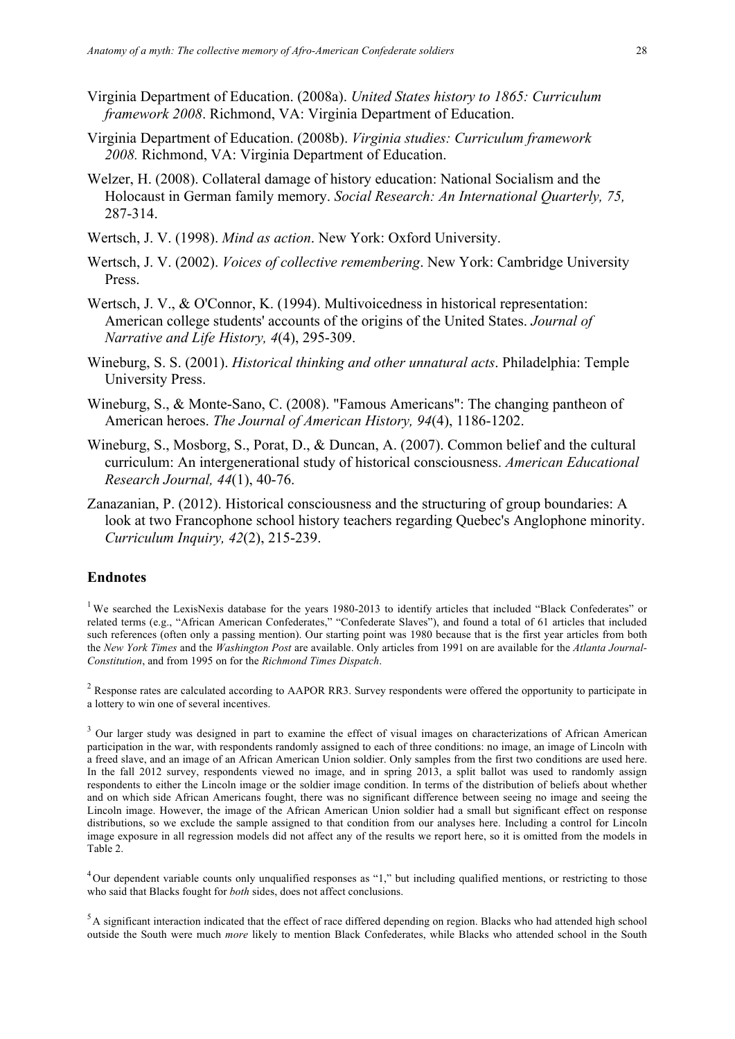Virginia Department of Education. (2008a). *United States history to 1865: Curriculum framework 2008*. Richmond, VA: Virginia Department of Education.

Virginia Department of Education. (2008b). *Virginia studies: Curriculum framework 2008.* Richmond, VA: Virginia Department of Education.

Welzer, H. (2008). Collateral damage of history education: National Socialism and the Holocaust in German family memory. *Social Research: An International Quarterly, 75,* 287-314.

Wertsch, J. V. (1998). *Mind as action*. New York: Oxford University.

Wertsch, J. V. (2002). *Voices of collective remembering*. New York: Cambridge University Press.

Wertsch, J. V., & O'Connor, K. (1994). Multivoicedness in historical representation: American college students' accounts of the origins of the United States. *Journal of Narrative and Life History, 4*(4), 295-309.

Wineburg, S. S. (2001). *Historical thinking and other unnatural acts*. Philadelphia: Temple University Press.

Wineburg, S., & Monte-Sano, C. (2008). "Famous Americans": The changing pantheon of American heroes. *The Journal of American History, 94*(4), 1186-1202.

Wineburg, S., Mosborg, S., Porat, D., & Duncan, A. (2007). Common belief and the cultural curriculum: An intergenerational study of historical consciousness. *American Educational Research Journal, 44*(1), 40-76.

Zanazanian, P. (2012). Historical consciousness and the structuring of group boundaries: A look at two Francophone school history teachers regarding Quebec's Anglophone minority. *Curriculum Inquiry, 42*(2), 215-239.

## Endnotes

[1] We searched the LexisNexis database for the years 1980-2013 to identify articles that included "Black Confederates" or related terms (e.g., "African American Confederates," "Confederate Slaves"), and found a total of 61 articles that included such references (often only a passing mention). Our starting point was 1980 because that is the first year articles from both the *New York Times* and the *Washington Post* are available. Only articles from 1991 on are available for the *Atlanta Journal-Constitution*, and from 1995 on for the *Richmond Times Dispatch*.

[2] Response rates are calculated according to AAPOR RR3. Survey respondents were offered the opportunity to participate in a lottery to win one of several incentives.

[3] Our larger study was designed in part to examine the effect of visual images on characterizations of African American participation in the war, with respondents randomly assigned to each of three conditions: no image, an image of Lincoln with a freed slave, and an image of an African American Union soldier. Only samples from the first two conditions are used here. In the fall 2012 survey, respondents viewed no image, and in spring 2013, a split ballot was used to randomly assign respondents to either the Lincoln image or the soldier image condition. In terms of the distribution of beliefs about whether and on which side African Americans fought, there was no significant difference between seeing no image and seeing the Lincoln image. However, the image of the African American Union soldier had a small but significant effect on response distributions, so we exclude the sample assigned to that condition from our analyses here. Including a control for Lincoln image exposure in all regression models did not affect any of the results we report here, so it is omitted from the models in Table 2.

[4] Our dependent variable counts only unqualified responses as "1," but including qualified mentions, or restricting to those who said that Blacks fought for *both* sides, does not affect conclusions.

[5] A significant interaction indicated that the effect of race differed depending on region. Blacks who had attended high school outside the South were much *more* likely to mention Black Confederates, while Blacks who attended school in the South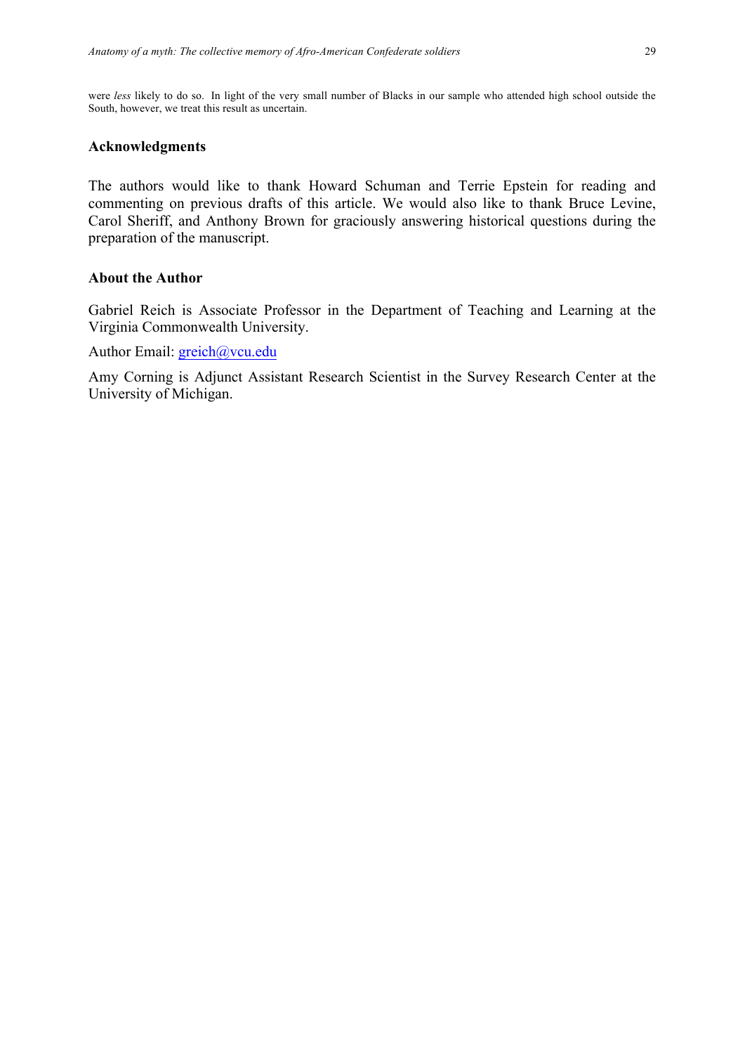were *less* likely to do so. In light of the very small number of Blacks in our sample who attended high school outside the South, however, we treat this result as uncertain.

### Acknowledgments

The authors would like to thank Howard Schuman and Terrie Epstein for reading and commenting on previous drafts of this article. We would also like to thank Bruce Levine, Carol Sheriff, and Anthony Brown for graciously answering historical questions during the preparation of the manuscript.

### About the Author

Gabriel Reich is Associate Professor in the Department of Teaching and Learning at the Virginia Commonwealth University.

Author Email: greich@vcu.edu

Amy Corning is Adjunct Assistant Research Scientist in the Survey Research Center at the University of Michigan.